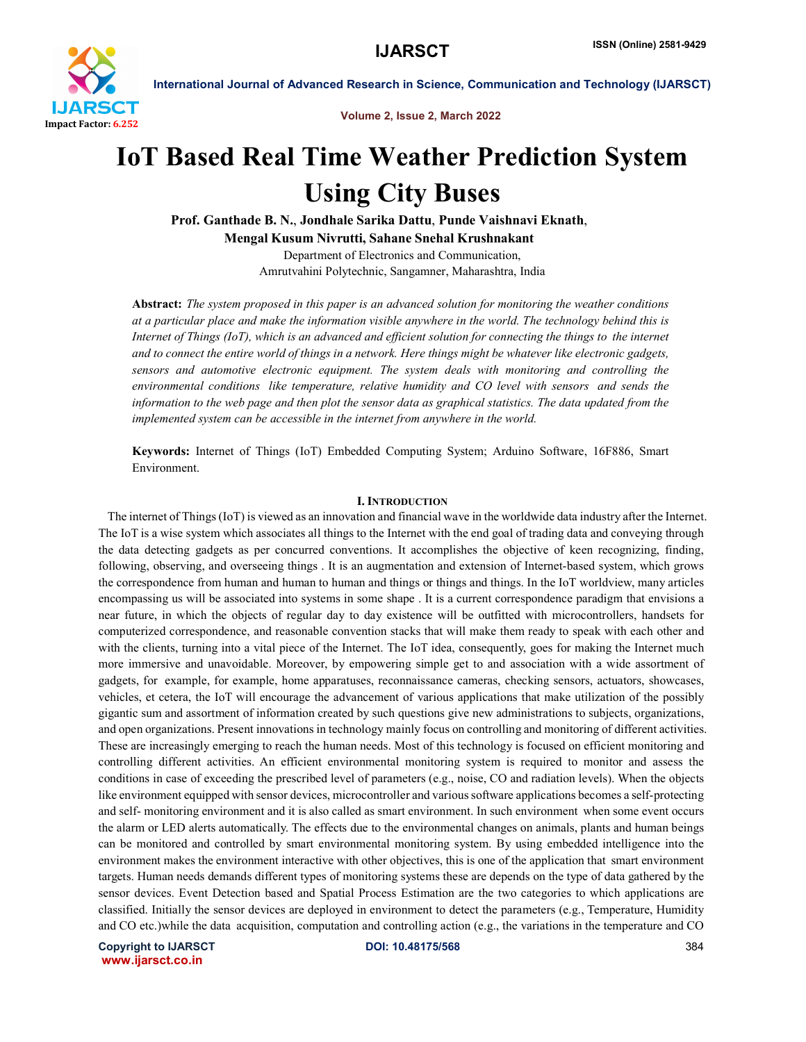# IoT Based Real Time Weather Prediction System Using City Buses

**Prof. Ganthade B. N.**, **Jondhale Sarika Dattu**, **Punde Vaishnavi Eknath**, **Mengal Kusum Nivrutti, Sahane Snehal Krushnakant**

Department of Electronics and Communication,
Amrutvahini Polytechnic, Sangamner, Maharashtra, India

**Abstract:** *The system proposed in this paper is an advanced solution for monitoring the weather conditions at a particular place and make the information visible anywhere in the world. The technology behind this is Internet of Things (IoT), which is an advanced and efficient solution for connecting the things to the internet and to connect the entire world of things in a network. Here things might be whatever like electronic gadgets, sensors and automotive electronic equipment. The system deals with monitoring and controlling the environmental conditions like temperature, relative humidity and CO level with sensors and sends the information to the web page and then plot the sensor data as graphical statistics. The data updated from the implemented system can be accessible in the internet from anywhere in the world.*

**Keywords:** Internet of Things (IoT) Embedded Computing System; Arduino Software, 16F886, Smart Environment.

## I. Introduction

The internet of Things (IoT) is viewed as an innovation and financial wave in the worldwide data industry after the Internet. The IoT is a wise system which associates all things to the Internet with the end goal of trading data and conveying through the data detecting gadgets as per concurred conventions. It accomplishes the objective of keen recognizing, finding, following, observing, and overseeing things . It is an augmentation and extension of Internet-based system, which grows the correspondence from human and human to human and things or things and things. In the IoT worldview, many articles encompassing us will be associated into systems in some shape . It is a current correspondence paradigm that envisions a near future, in which the objects of regular day to day existence will be outfitted with microcontrollers, handsets for computerized correspondence, and reasonable convention stacks that will make them ready to speak with each other and with the clients, turning into a vital piece of the Internet. The IoT idea, consequently, goes for making the Internet much more immersive and unavoidable. Moreover, by empowering simple get to and association with a wide assortment of gadgets, for example, for example, home apparatuses, reconnaissance cameras, checking sensors, actuators, showcases, vehicles, et cetera, the IoT will encourage the advancement of various applications that make utilization of the possibly gigantic sum and assortment of information created by such questions give new administrations to subjects, organizations, and open organizations. Present innovations in technology mainly focus on controlling and monitoring of different activities. These are increasingly emerging to reach the human needs. Most of this technology is focused on efficient monitoring and controlling different activities. An efficient environmental monitoring system is required to monitor and assess the conditions in case of exceeding the prescribed level of parameters (e.g., noise, CO and radiation levels). When the objects like environment equipped with sensor devices, microcontroller and various software applications becomes a self-protecting and self- monitoring environment and it is also called as smart environment. In such environment when some event occurs the alarm or LED alerts automatically. The effects due to the environmental changes on animals, plants and human beings can be monitored and controlled by smart environmental monitoring system. By using embedded intelligence into the environment makes the environment interactive with other objectives, this is one of the application that smart environment targets. Human needs demands different types of monitoring systems these are depends on the type of data gathered by the sensor devices. Event Detection based and Spatial Process Estimation are the two categories to which applications are classified. Initially the sensor devices are deployed in environment to detect the parameters (e.g., Temperature, Humidity and CO etc.)while the data acquisition, computation and controlling action (e.g., the variations in the temperature and CO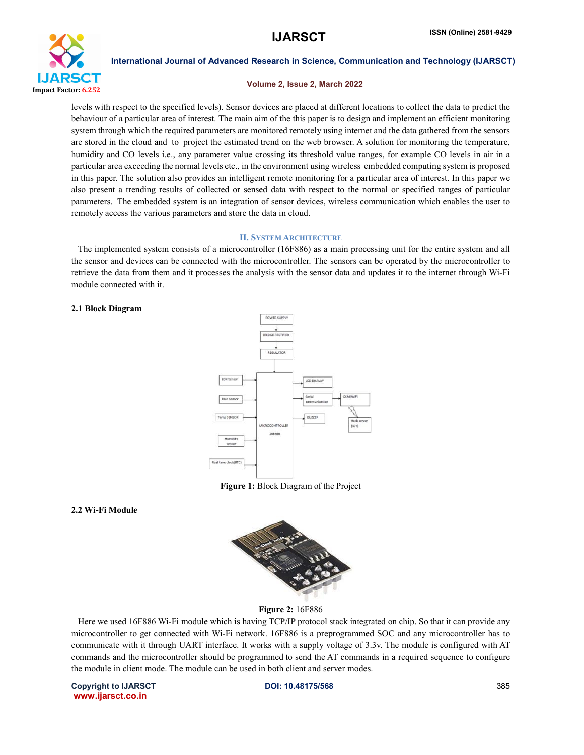levels with respect to the specified levels). Sensor devices are placed at different locations to collect the data to predict the behaviour of a particular area of interest. The main aim of the this paper is to design and implement an efficient monitoring system through which the required parameters are monitored remotely using internet and the data gathered from the sensors are stored in the cloud and to project the estimated trend on the web browser. A solution for monitoring the temperature, humidity and CO levels i.e., any parameter value crossing its threshold value ranges, for example CO levels in air in a particular area exceeding the normal levels etc., in the environment using wireless embedded computing system is proposed in this paper. The solution also provides an intelligent remote monitoring for a particular area of interest. In this paper we also present a trending results of collected or sensed data with respect to the normal or specified ranges of particular parameters. The embedded system is an integration of sensor devices, wireless communication which enables the user to remotely access the various parameters and store the data in cloud.

## II. System Architecture

The implemented system consists of a microcontroller (16F886) as a main processing unit for the entire system and all the sensor and devices can be connected with the microcontroller. The sensors can be operated by the microcontroller to retrieve the data from them and it processes the analysis with the sensor data and updates it to the internet through Wi-Fi module connected with it.

### 2.1 Block Diagram

**Figure 1:** Block Diagram of the Project

### 2.2 Wi-Fi Module

**Figure 2:** 16F886

Here we used 16F886 Wi-Fi module which is having TCP/IP protocol stack integrated on chip. So that it can provide any microcontroller to get connected with Wi-Fi network. 16F886 is a preprogrammed SOC and any microcontroller has to communicate with it through UART interface. It works with a supply voltage of 3.3v. The module is configured with AT commands and the microcontroller should be programmed to send the AT commands in a required sequence to configure the module in client mode. The module can be used in both client and server modes.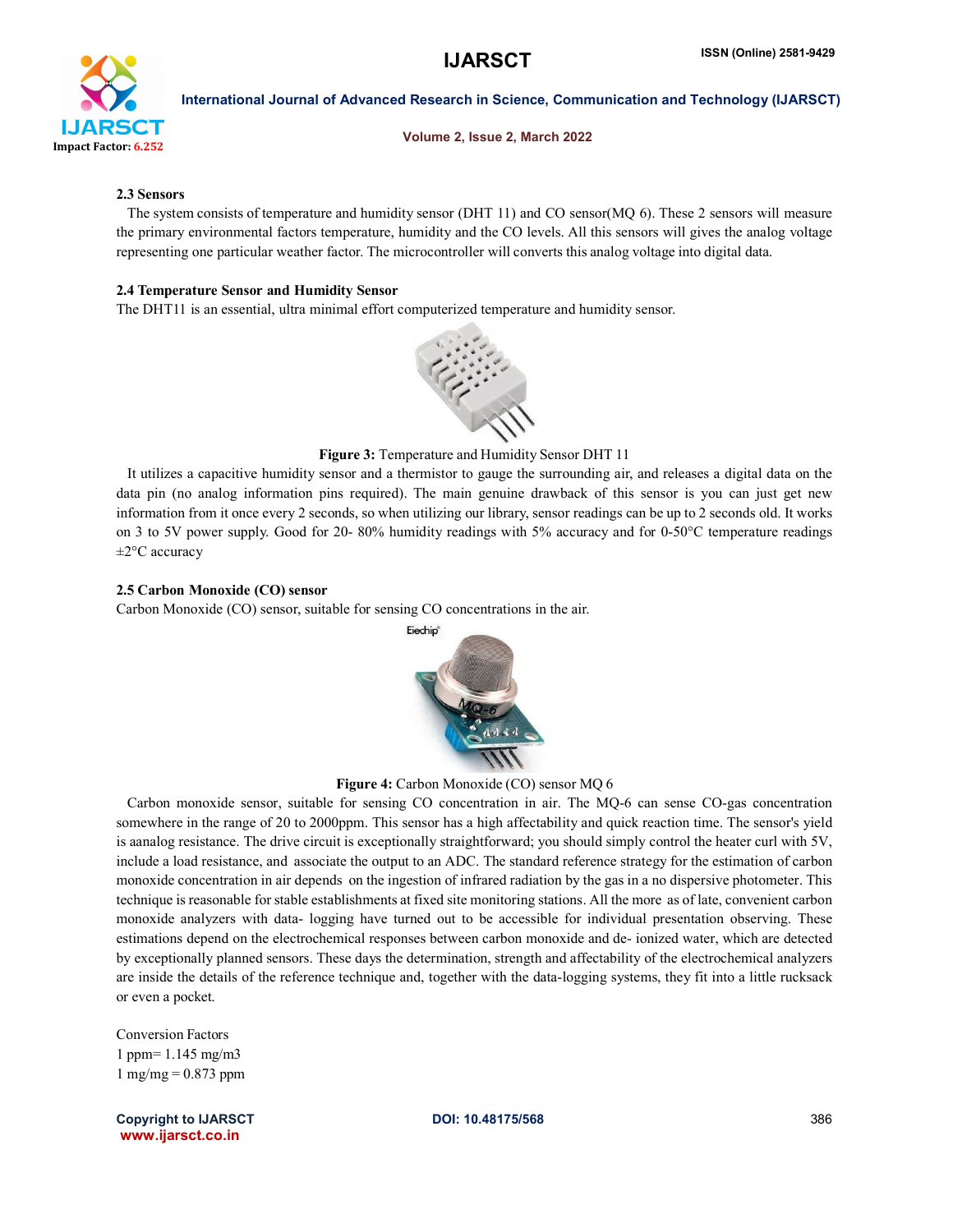### 2.3 Sensors

The system consists of temperature and humidity sensor (DHT 11) and CO sensor(MQ 6). These 2 sensors will measure the primary environmental factors temperature, humidity and the CO levels. All this sensors will gives the analog voltage representing one particular weather factor. The microcontroller will converts this analog voltage into digital data.

### 2.4 Temperature Sensor and Humidity Sensor

The DHT11 is an essential, ultra minimal effort computerized temperature and humidity sensor.

**Figure 3:** Temperature and Humidity Sensor DHT 11

It utilizes a capacitive humidity sensor and a thermistor to gauge the surrounding air, and releases a digital data on the data pin (no analog information pins required). The main genuine drawback of this sensor is you can just get new information from it once every 2 seconds, so when utilizing our library, sensor readings can be up to 2 seconds old. It works on 3 to 5V power supply. Good for 20- 80% humidity readings with 5% accuracy and for 0-50°C temperature readings ±2°C accuracy

### 2.5 Carbon Monoxide (CO) sensor

Carbon Monoxide (CO) sensor, suitable for sensing CO concentrations in the air.

**Figure 4:** Carbon Monoxide (CO) sensor MQ 6

Carbon monoxide sensor, suitable for sensing CO concentration in air. The MQ-6 can sense CO-gas concentration somewhere in the range of 20 to 2000ppm. This sensor has a high affectability and quick reaction time. The sensor's yield is aanalog resistance. The drive circuit is exceptionally straightforward; you should simply control the heater curl with 5V, include a load resistance, and associate the output to an ADC. The standard reference strategy for the estimation of carbon monoxide concentration in air depends on the ingestion of infrared radiation by the gas in a no dispersive photometer. This technique is reasonable for stable establishments at fixed site monitoring stations. All the more as of late, convenient carbon monoxide analyzers with data- logging have turned out to be accessible for individual presentation observing. These estimations depend on the electrochemical responses between carbon monoxide and de- ionized water, which are detected by exceptionally planned sensors. These days the determination, strength and affectability of the electrochemical analyzers are inside the details of the reference technique and, together with the data-logging systems, they fit into a little rucksack or even a pocket.

Conversion Factors

1 ppm= 1.145 mg/m3

1 mg/mg = 0.873 ppm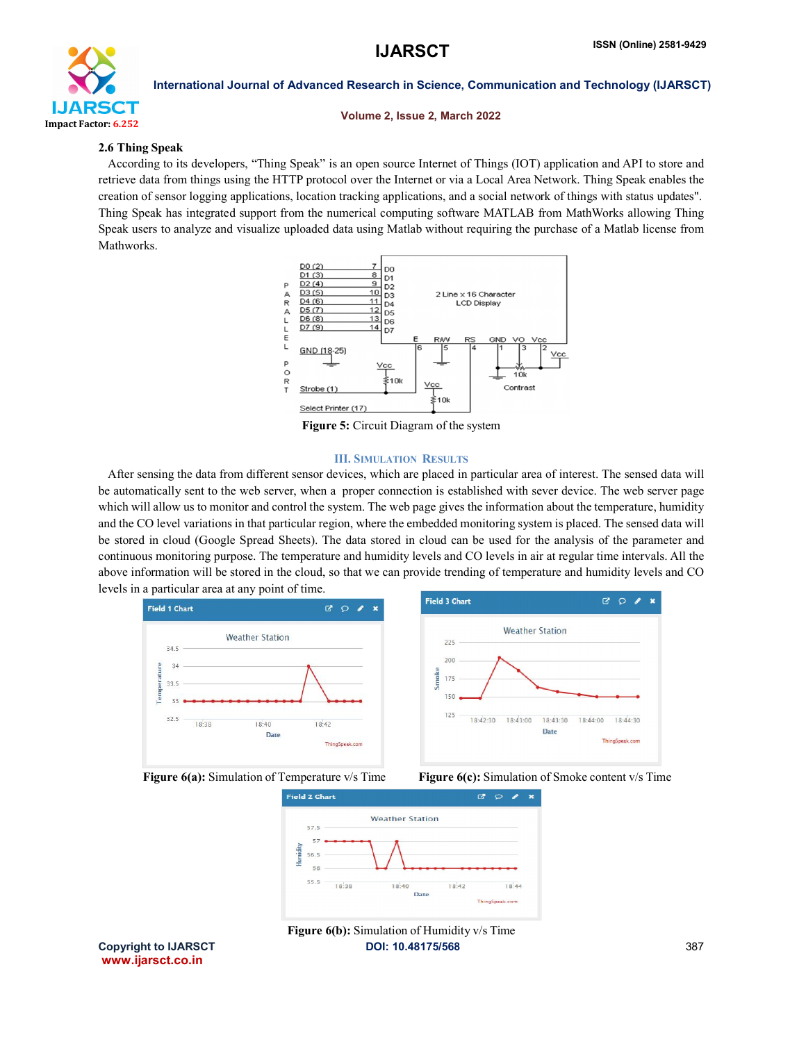### 2.6 Thing Speak

According to its developers, "Thing Speak" is an open source Internet of Things (IOT) application and API to store and retrieve data from things using the HTTP protocol over the Internet or via a Local Area Network. Thing Speak enables the creation of sensor logging applications, location tracking applications, and a social network of things with status updates". Thing Speak has integrated support from the numerical computing software MATLAB from MathWorks allowing Thing Speak users to analyze and visualize uploaded data using Matlab without requiring the purchase of a Matlab license from Mathworks.

**Figure 5:** Circuit Diagram of the system

## III. Simulation Results

After sensing the data from different sensor devices, which are placed in particular area of interest. The sensed data will be automatically sent to the web server, when a proper connection is established with sever device. The web server page which will allow us to monitor and control the system. The web page gives the information about the temperature, humidity and the CO level variations in that particular region, where the embedded monitoring system is placed. The sensed data will be stored in cloud (Google Spread Sheets). The data stored in cloud can be used for the analysis of the parameter and continuous monitoring purpose. The temperature and humidity levels and CO levels in air at regular time intervals. All the above information will be stored in the cloud, so that we can provide trending of temperature and humidity levels and CO levels in a particular area at any point of time.

**Figure 6(a):** Simulation of Temperature v/s Time

**Figure 6(c):** Simulation of Smoke content v/s Time

**Figure 6(b):** Simulation of Humidity v/s Time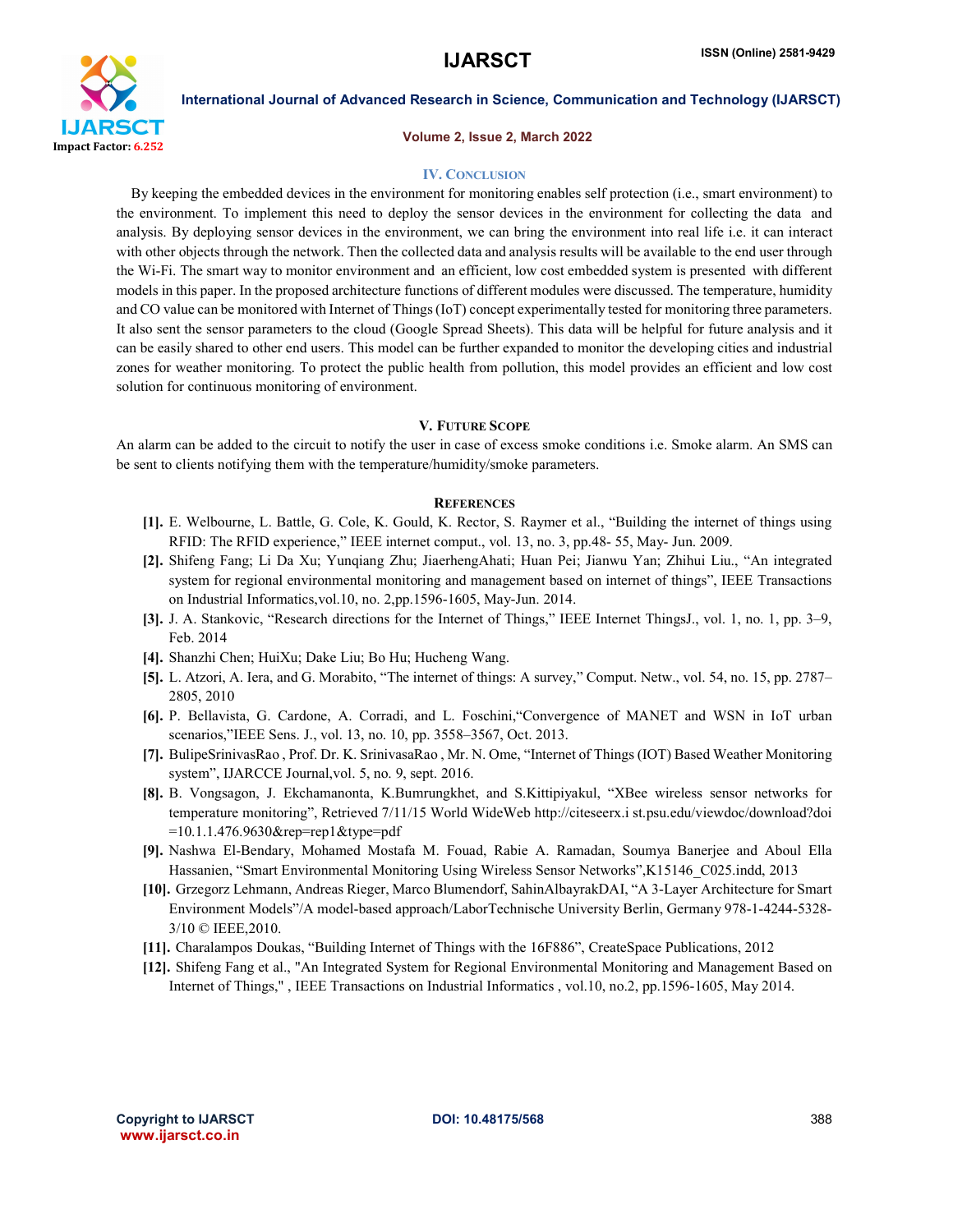## IV. Conclusion

By keeping the embedded devices in the environment for monitoring enables self protection (i.e., smart environment) to the environment. To implement this need to deploy the sensor devices in the environment for collecting the data and analysis. By deploying sensor devices in the environment, we can bring the environment into real life i.e. it can interact with other objects through the network. Then the collected data and analysis results will be available to the end user through the Wi-Fi. The smart way to monitor environment and an efficient, low cost embedded system is presented with different models in this paper. In the proposed architecture functions of different modules were discussed. The temperature, humidity and CO value can be monitored with Internet of Things (IoT) concept experimentally tested for monitoring three parameters. It also sent the sensor parameters to the cloud (Google Spread Sheets). This data will be helpful for future analysis and it can be easily shared to other end users. This model can be further expanded to monitor the developing cities and industrial zones for weather monitoring. To protect the public health from pollution, this model provides an efficient and low cost solution for continuous monitoring of environment.

## V. Future Scope

An alarm can be added to the circuit to notify the user in case of excess smoke conditions i.e. Smoke alarm. An SMS can be sent to clients notifying them with the temperature/humidity/smoke parameters.

## References

- **[1].** E. Welbourne, L. Battle, G. Cole, K. Gould, K. Rector, S. Raymer et al., "Building the internet of things using RFID: The RFID experience," IEEE internet comput., vol. 13, no. 3, pp.48- 55, May- Jun. 2009.
- **[2].** Shifeng Fang; Li Da Xu; Yunqiang Zhu; JiaerhengAhati; Huan Pei; Jianwu Yan; Zhihui Liu., "An integrated system for regional environmental monitoring and management based on internet of things", IEEE Transactions on Industrial Informatics,vol.10, no. 2,pp.1596-1605, May-Jun. 2014.
- **[3].** J. A. Stankovic, "Research directions for the Internet of Things," IEEE Internet ThingsJ., vol. 1, no. 1, pp. 3–9, Feb. 2014
- **[4].** Shanzhi Chen; HuiXu; Dake Liu; Bo Hu; Hucheng Wang.
- **[5].** L. Atzori, A. Iera, and G. Morabito, "The internet of things: A survey," Comput. Netw., vol. 54, no. 15, pp. 2787–2805, 2010
- **[6].** P. Bellavista, G. Cardone, A. Corradi, and L. Foschini,"Convergence of MANET and WSN in IoT urban scenarios,"IEEE Sens. J., vol. 13, no. 10, pp. 3558–3567, Oct. 2013.
- **[7].** BulipeSrinivasRao , Prof. Dr. K. SrinivasaRao , Mr. N. Ome, "Internet of Things (IOT) Based Weather Monitoring system", IJARCCE Journal,vol. 5, no. 9, sept. 2016.
- **[8].** B. Vongsagon, J. Ekchamanonta, K.Bumrungkhet, and S.Kittipiyakul, "XBee wireless sensor networks for temperature monitoring", Retrieved 7/11/15 World WideWeb http://citeseerx.i st.psu.edu/viewdoc/download?doi =10.1.1.476.9630&rep=rep1&type=pdf
- **[9].** Nashwa El-Bendary, Mohamed Mostafa M. Fouad, Rabie A. Ramadan, Soumya Banerjee and Aboul Ella Hassanien, "Smart Environmental Monitoring Using Wireless Sensor Networks",K15146_C025.indd, 2013
- **[10].** Grzegorz Lehmann, Andreas Rieger, Marco Blumendorf, SahinAlbayrakDAI, "A 3-Layer Architecture for Smart Environment Models"/A model-based approach/LaborTechnische University Berlin, Germany 978-1-4244-5328-3/10 © IEEE,2010.
- **[11].** Charalampos Doukas, "Building Internet of Things with the 16F886", CreateSpace Publications, 2012
- **[12].** Shifeng Fang et al., "An Integrated System for Regional Environmental Monitoring and Management Based on Internet of Things," , IEEE Transactions on Industrial Informatics , vol.10, no.2, pp.1596-1605, May 2014.